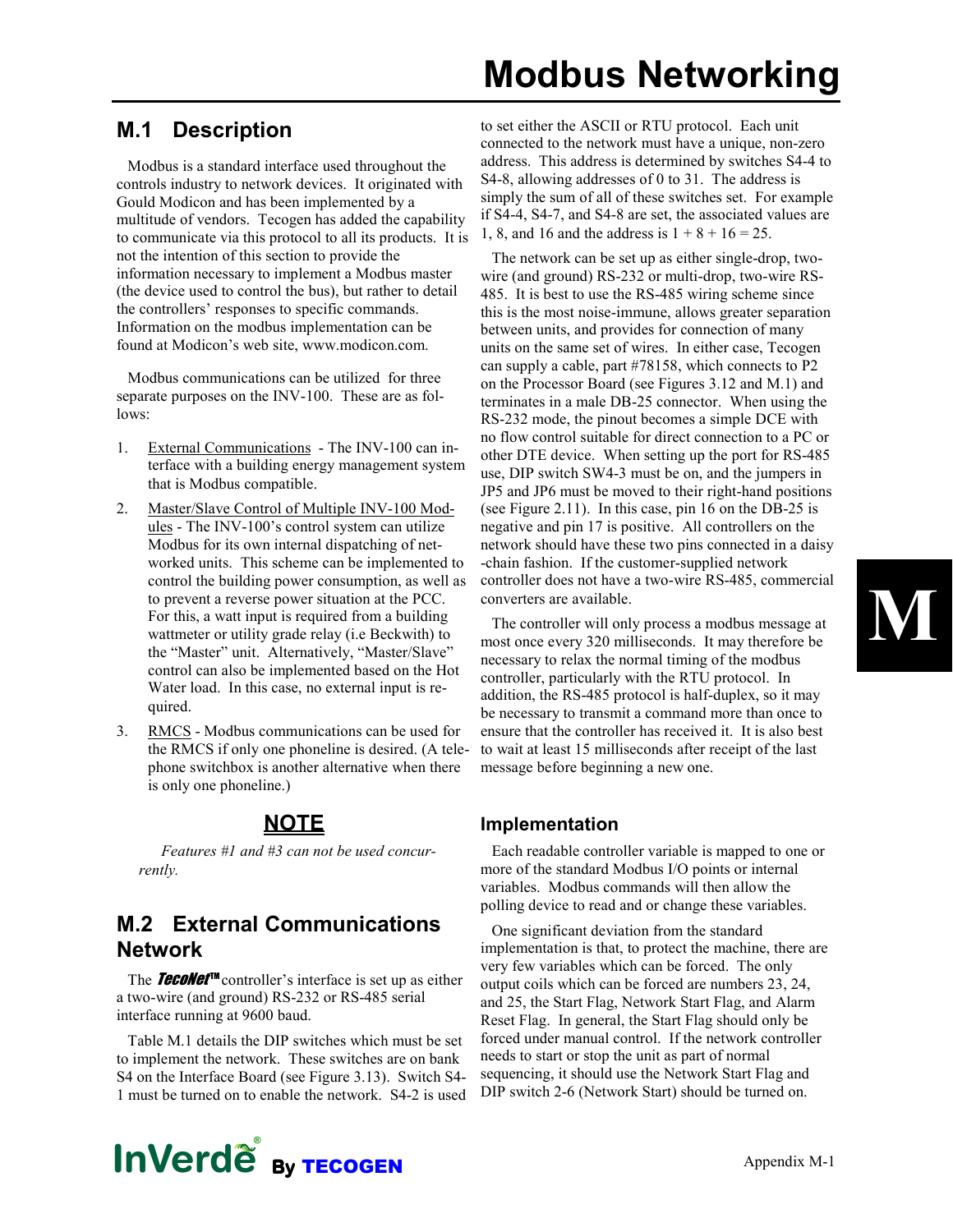# Modbus Networking

## M.1 Description

Modbus is a standard interface used throughout the controls industry to network devices. It originated with Gould Modicon and has been implemented by a multitude of vendors. Tecogen has added the capability to communicate via this protocol to all its products. It is not the intention of this section to provide the information necessary to implement a Modbus master (the device used to control the bus), but rather to detail the controllers' responses to specific commands. Information on the modbus implementation can be found at Modicon's web site, www.modicon.com.

Modbus communications can be utilized for three separate purposes on the INV-100. These are as follows:

1. External Communications - The INV-100 can interface with a building energy management system that is Modbus compatible.
2. Master/Slave Control of Multiple INV-100 Modules - The INV-100's control system can utilize Modbus for its own internal dispatching of networked units. This scheme can be implemented to control the building power consumption, as well as to prevent a reverse power situation at the PCC. For this, a watt input is required from a building wattmeter or utility grade relay (i.e Beckwith) to the "Master" unit. Alternatively, "Master/Slave" control can also be implemented based on the Hot Water load. In this case, no external input is required.
3. RMCS - Modbus communications can be used for the RMCS if only one phoneline is desired. (A telephone switchbox is another alternative when there is only one phoneline.)

**NOTE**

*Features #1 and #3 can not be used concurrently.*

## M.2 External Communications Network

The ***TecoNet***™ controller's interface is set up as either a two-wire (and ground) RS-232 or RS-485 serial interface running at 9600 baud.

Table M.1 details the DIP switches which must be set to implement the network. These switches are on bank S4 on the Interface Board (see Figure 3.13). Switch S4-1 must be turned on to enable the network. S4-2 is used to set either the ASCII or RTU protocol. Each unit connected to the network must have a unique, non-zero address. This address is determined by switches S4-4 to S4-8, allowing addresses of 0 to 31. The address is simply the sum of all of these switches set. For example if S4-4, S4-7, and S4-8 are set, the associated values are 1, 8, and 16 and the address is 1 + 8 + 16 = 25.

The network can be set up as either single-drop, two-wire (and ground) RS-232 or multi-drop, two-wire RS-485. It is best to use the RS-485 wiring scheme since this is the most noise-immune, allows greater separation between units, and provides for connection of many units on the same set of wires. In either case, Tecogen can supply a cable, part #78158, which connects to P2 on the Processor Board (see Figures 3.12 and M.1) and terminates in a male DB-25 connector. When using the RS-232 mode, the pinout becomes a simple DCE with no flow control suitable for direct connection to a PC or other DTE device. When setting up the port for RS-485 use, DIP switch SW4-3 must be on, and the jumpers in JP5 and JP6 must be moved to their right-hand positions (see Figure 2.11). In this case, pin 16 on the DB-25 is negative and pin 17 is positive. All controllers on the network should have these two pins connected in a daisy-chain fashion. If the customer-supplied network controller does not have a two-wire RS-485, commercial converters are available.

The controller will only process a modbus message at most once every 320 milliseconds. It may therefore be necessary to relax the normal timing of the modbus controller, particularly with the RTU protocol. In addition, the RS-485 protocol is half-duplex, so it may be necessary to transmit a command more than once to ensure that the controller has received it. It is also best to wait at least 15 milliseconds after receipt of the last message before beginning a new one.

### Implementation

Each readable controller variable is mapped to one or more of the standard Modbus I/O points or internal variables. Modbus commands will then allow the polling device to read and or change these variables.

One significant deviation from the standard implementation is that, to protect the machine, there are very few variables which can be forced. The only output coils which can be forced are numbers 23, 24, and 25, the Start Flag, Network Start Flag, and Alarm Reset Flag. In general, the Start Flag should only be forced under manual control. If the network controller needs to start or stop the unit as part of normal sequencing, it should use the Network Start Flag and DIP switch 2-6 (Network Start) should be turned on.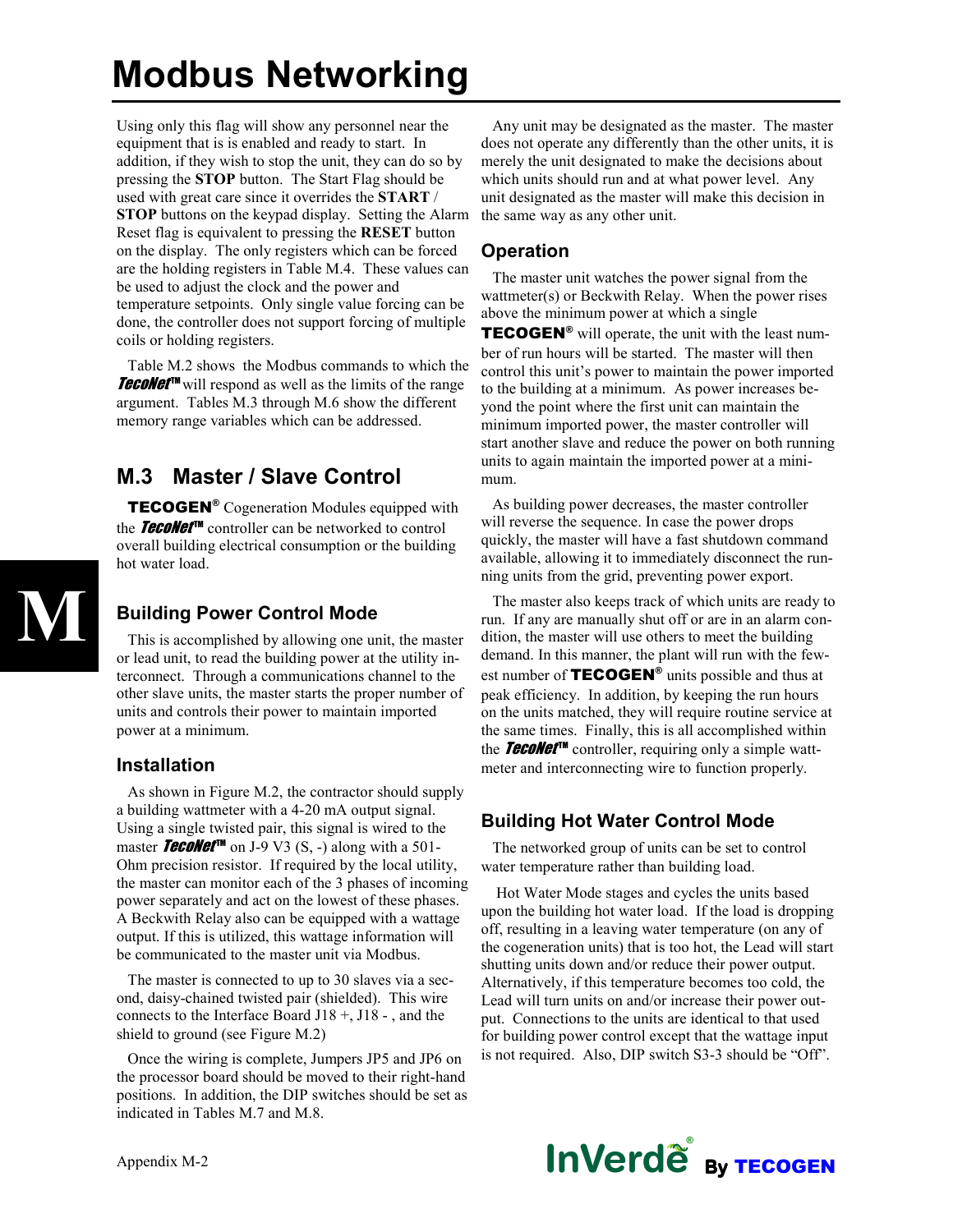# Modbus Networking

Using only this flag will show any personnel near the equipment that is is enabled and ready to start. In addition, if they wish to stop the unit, they can do so by pressing the **STOP** button. The Start Flag should be used with great care since it overrides the **START** / **STOP** buttons on the keypad display. Setting the Alarm Reset flag is equivalent to pressing the **RESET** button on the display. The only registers which can be forced are the holding registers in Table M.4. These values can be used to adjust the clock and the power and temperature setpoints. Only single value forcing can be done, the controller does not support forcing of multiple coils or holding registers.

Table M.2 shows the Modbus commands to which the ***TecoNet***™ will respond as well as the limits of the range argument. Tables M.3 through M.6 show the different memory range variables which can be addressed.

## M.3 Master / Slave Control

**TECOGEN**® Cogeneration Modules equipped with the ***TecoNet***™ controller can be networked to control overall building electrical consumption or the building hot water load.

### Building Power Control Mode

This is accomplished by allowing one unit, the master or lead unit, to read the building power at the utility interconnect. Through a communications channel to the other slave units, the master starts the proper number of units and controls their power to maintain imported power at a minimum.

### Installation

As shown in Figure M.2, the contractor should supply a building wattmeter with a 4-20 mA output signal. Using a single twisted pair, this signal is wired to the master ***TecoNet***™ on J-9 V3 (S, -) along with a 501-Ohm precision resistor. If required by the local utility, the master can monitor each of the 3 phases of incoming power separately and act on the lowest of these phases. A Beckwith Relay also can be equipped with a wattage output. If this is utilized, this wattage information will be communicated to the master unit via Modbus.

The master is connected to up to 30 slaves via a second, daisy-chained twisted pair (shielded). This wire connects to the Interface Board J18 +, J18 - , and the shield to ground (see Figure M.2)

Once the wiring is complete, Jumpers JP5 and JP6 on the processor board should be moved to their right-hand positions. In addition, the DIP switches should be set as indicated in Tables M.7 and M.8.

Any unit may be designated as the master. The master does not operate any differently than the other units, it is merely the unit designated to make the decisions about which units should run and at what power level. Any unit designated as the master will make this decision in the same way as any other unit.

### Operation

The master unit watches the power signal from the wattmeter(s) or Beckwith Relay. When the power rises above the minimum power at which a single **TECOGEN**® will operate, the unit with the least number of run hours will be started. The master will then control this unit's power to maintain the power imported to the building at a minimum. As power increases beyond the point where the first unit can maintain the minimum imported power, the master controller will start another slave and reduce the power on both running units to again maintain the imported power at a minimum.

As building power decreases, the master controller will reverse the sequence. In case the power drops quickly, the master will have a fast shutdown command available, allowing it to immediately disconnect the running units from the grid, preventing power export.

The master also keeps track of which units are ready to run. If any are manually shut off or are in an alarm condition, the master will use others to meet the building demand. In this manner, the plant will run with the fewest number of **TECOGEN**® units possible and thus at peak efficiency. In addition, by keeping the run hours on the units matched, they will require routine service at the same times. Finally, this is all accomplished within the ***TecoNet***™ controller, requiring only a simple wattmeter and interconnecting wire to function properly.

### Building Hot Water Control Mode

The networked group of units can be set to control water temperature rather than building load.

Hot Water Mode stages and cycles the units based upon the building hot water load. If the load is dropping off, resulting in a leaving water temperature (on any of the cogeneration units) that is too hot, the Lead will start shutting units down and/or reduce their power output. Alternatively, if this temperature becomes too cold, the Lead will turn units on and/or increase their power output. Connections to the units are identical to that used for building power control except that the wattage input is not required. Also, DIP switch S3-3 should be "Off".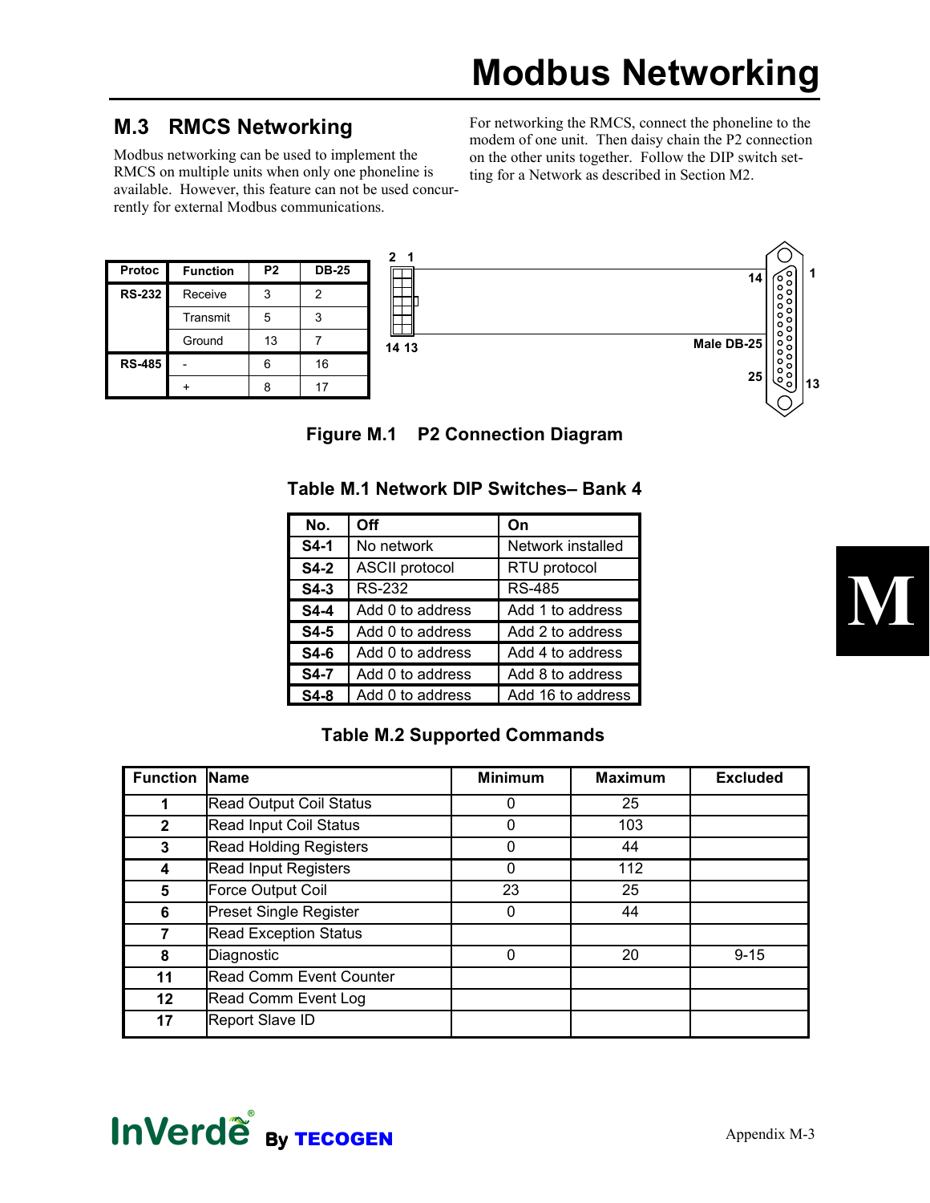## M.3 RMCS Networking

Modbus networking can be used to implement the RMCS on multiple units when only one phoneline is available. However, this feature can not be used concurrently for external Modbus communications.

For networking the RMCS, connect the phoneline to the modem of one unit. Then daisy chain the P2 connection on the other units together. Follow the DIP switch setting for a Network as described in Section M2.

| Protoc | Function | P2 | DB-25 |
|---|---|---|---|
| RS-232 | Receive | 3 | 2 |
| | Transmit | 5 | 3 |
| | Ground | 13 | 7 |
| RS-485 | - | 6 | 16 |
| | + | 8 | 17 |

2 1

14 13

14 1

Male DB-25

25 13

**Figure M.1 P2 Connection Diagram**

**Table M.1 Network DIP Switches– Bank 4**

| No. | Off | On |
|---|---|---|
| S4-1 | No network | Network installed |
| S4-2 | ASCII protocol | RTU protocol |
| S4-3 | RS-232 | RS-485 |
| S4-4 | Add 0 to address | Add 1 to address |
| S4-5 | Add 0 to address | Add 2 to address |
| S4-6 | Add 0 to address | Add 4 to address |
| S4-7 | Add 0 to address | Add 8 to address |
| S4-8 | Add 0 to address | Add 16 to address |

**Table M.2 Supported Commands**

| Function | Name | Minimum | Maximum | Excluded |
|---|---|---|---|---|
| 1 | Read Output Coil Status | 0 | 25 | |
| 2 | Read Input Coil Status | 0 | 103 | |
| 3 | Read Holding Registers | 0 | 44 | |
| 4 | Read Input Registers | 0 | 112 | |
| 5 | Force Output Coil | 23 | 25 | |
| 6 | Preset Single Register | 0 | 44 | |
| 7 | Read Exception Status | | | |
| 8 | Diagnostic | 0 | 20 | 9-15 |
| 11 | Read Comm Event Counter | | | |
| 12 | Read Comm Event Log | | | |
| 17 | Report Slave ID | | | |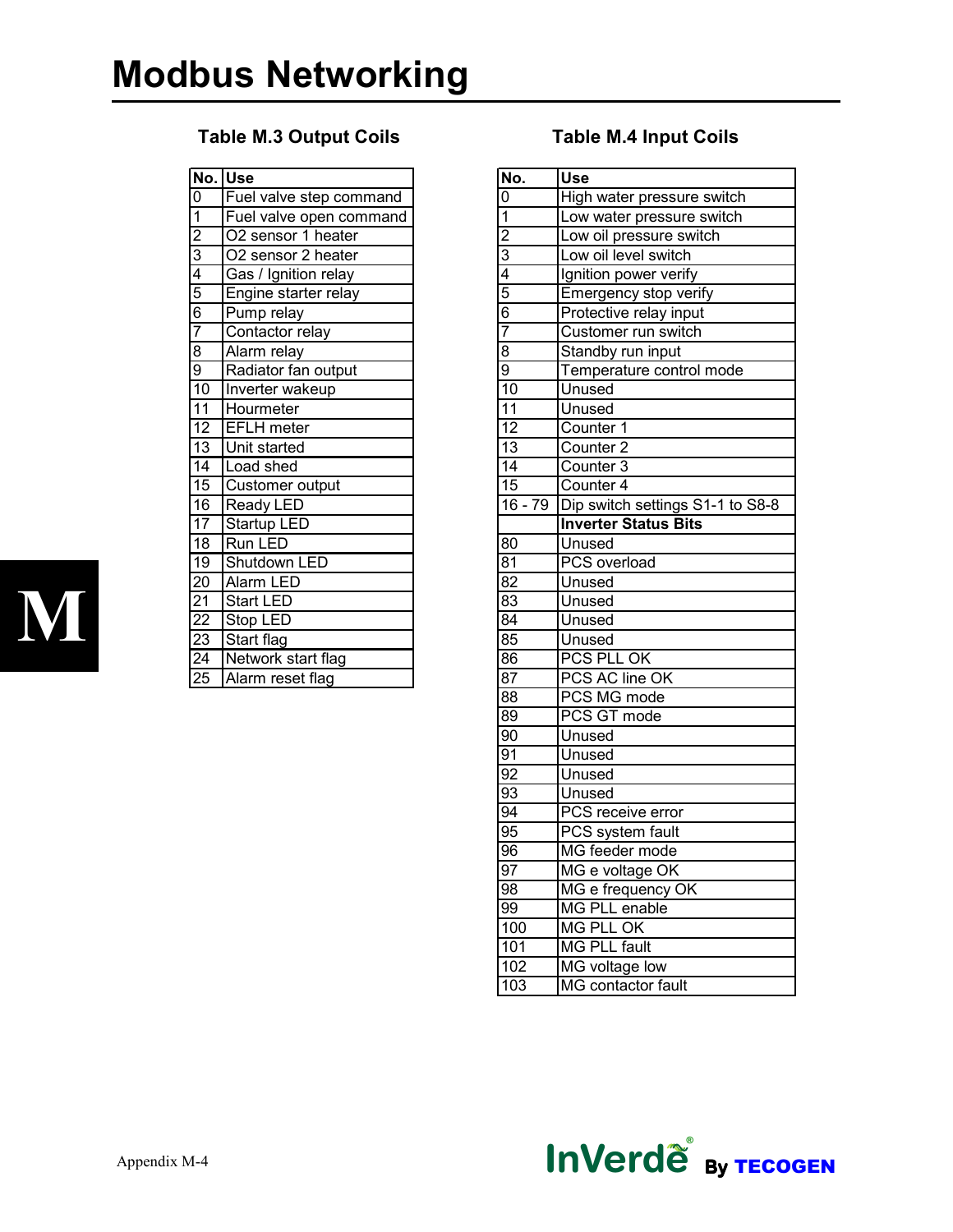# Modbus Networking

### Table M.3 Output Coils

| No. | Use |
|---|---|
| 0 | Fuel valve step command |
| 1 | Fuel valve open command |
| 2 | O2 sensor 1 heater |
| 3 | O2 sensor 2 heater |
| 4 | Gas / Ignition relay |
| 5 | Engine starter relay |
| 6 | Pump relay |
| 7 | Contactor relay |
| 8 | Alarm relay |
| 9 | Radiator fan output |
| 10 | Inverter wakeup |
| 11 | Hourmeter |
| 12 | EFLH meter |
| 13 | Unit started |
| 14 | Load shed |
| 15 | Customer output |
| 16 | Ready LED |
| 17 | Startup LED |
| 18 | Run LED |
| 19 | Shutdown LED |
| 20 | Alarm LED |
| 21 | Start LED |
| 22 | Stop LED |
| 23 | Start flag |
| 24 | Network start flag |
| 25 | Alarm reset flag |

### Table M.4 Input Coils

| No. | Use |
|---|---|
| 0 | High water pressure switch |
| 1 | Low water pressure switch |
| 2 | Low oil pressure switch |
| 3 | Low oil level switch |
| 4 | Ignition power verify |
| 5 | Emergency stop verify |
| 6 | Protective relay input |
| 7 | Customer run switch |
| 8 | Standby run input |
| 9 | Temperature control mode |
| 10 | Unused |
| 11 | Unused |
| 12 | Counter 1 |
| 13 | Counter 2 |
| 14 | Counter 3 |
| 15 | Counter 4 |
| 16 - 79 | Dip switch settings S1-1 to S8-8 |
| | **Inverter Status Bits** |
| 80 | Unused |
| 81 | PCS overload |
| 82 | Unused |
| 83 | Unused |
| 84 | Unused |
| 85 | Unused |
| 86 | PCS PLL OK |
| 87 | PCS AC line OK |
| 88 | PCS MG mode |
| 89 | PCS GT mode |
| 90 | Unused |
| 91 | Unused |
| 92 | Unused |
| 93 | Unused |
| 94 | PCS receive error |
| 95 | PCS system fault |
| 96 | MG feeder mode |
| 97 | MG e voltage OK |
| 98 | MG e frequency OK |
| 99 | MG PLL enable |
| 100 | MG PLL OK |
| 101 | MG PLL fault |
| 102 | MG voltage low |
| 103 | MG contactor fault |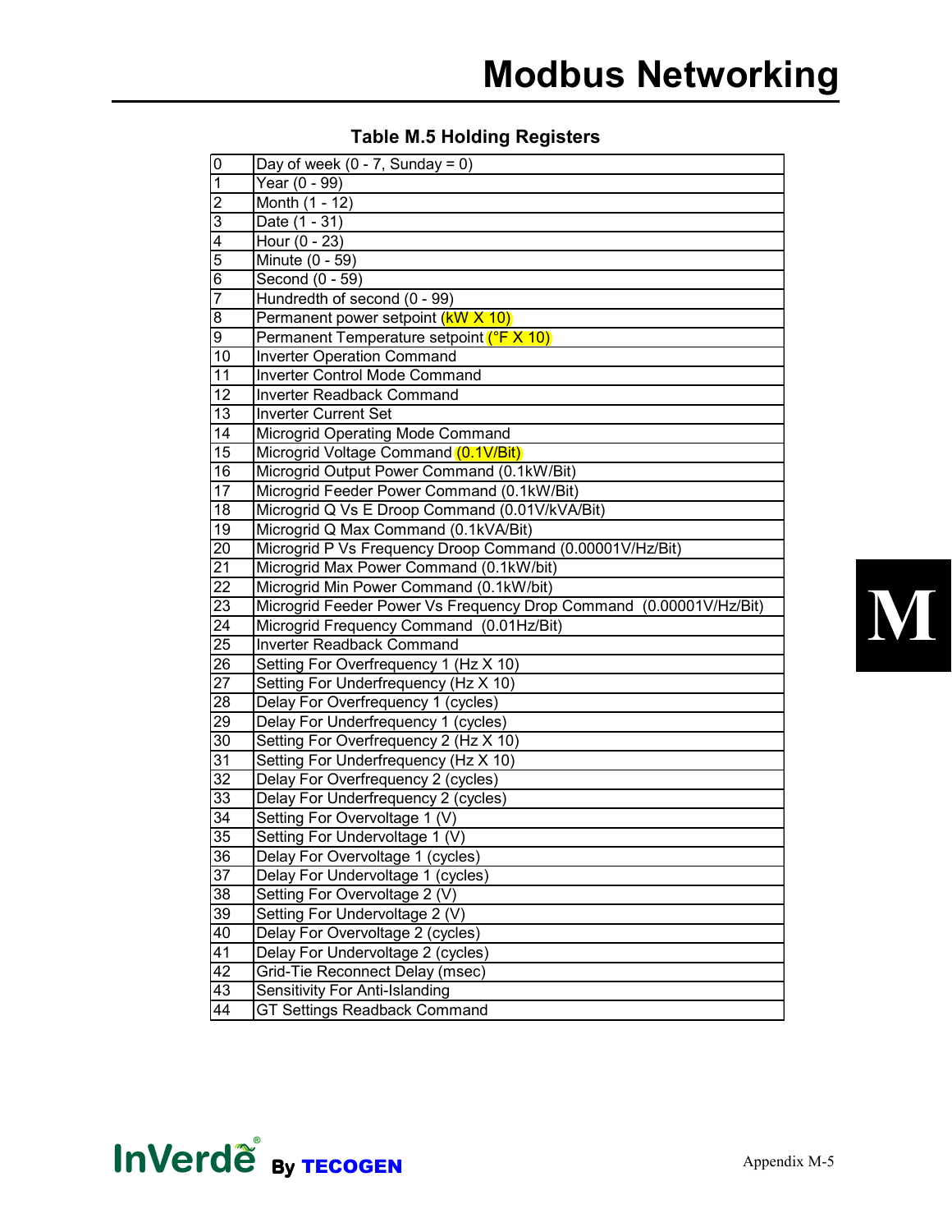# Modbus Networking

**Table M.5 Holding Registers**

| | |
|---|---|
| 0 | Day of week (0 - 7, Sunday = 0) |
| 1 | Year (0 - 99) |
| 2 | Month (1 - 12) |
| 3 | Date (1 - 31) |
| 4 | Hour (0 - 23) |
| 5 | Minute (0 - 59) |
| 6 | Second (0 - 59) |
| 7 | Hundredth of second (0 - 99) |
| 8 | Permanent power setpoint (kW X 10) |
| 9 | Permanent Temperature setpoint (°F X 10) |
| 10 | Inverter Operation Command |
| 11 | Inverter Control Mode Command |
| 12 | Inverter Readback Command |
| 13 | Inverter Current Set |
| 14 | Microgrid Operating Mode Command |
| 15 | Microgrid Voltage Command (0.1V/Bit) |
| 16 | Microgrid Output Power Command (0.1kW/Bit) |
| 17 | Microgrid Feeder Power Command (0.1kW/Bit) |
| 18 | Microgrid Q Vs E Droop Command (0.01V/kVA/Bit) |
| 19 | Microgrid Q Max Command (0.1kVA/Bit) |
| 20 | Microgrid P Vs Frequency Droop Command (0.00001V/Hz/Bit) |
| 21 | Microgrid Max Power Command (0.1kW/bit) |
| 22 | Microgrid Min Power Command (0.1kW/bit) |
| 23 | Microgrid Feeder Power Vs Frequency Drop Command (0.00001V/Hz/Bit) |
| 24 | Microgrid Frequency Command (0.01Hz/Bit) |
| 25 | Inverter Readback Command |
| 26 | Setting For Overfrequency 1 (Hz X 10) |
| 27 | Setting For Underfrequency (Hz X 10) |
| 28 | Delay For Overfrequency 1 (cycles) |
| 29 | Delay For Underfrequency 1 (cycles) |
| 30 | Setting For Overfrequency 2 (Hz X 10) |
| 31 | Setting For Underfrequency (Hz X 10) |
| 32 | Delay For Overfrequency 2 (cycles) |
| 33 | Delay For Underfrequency 2 (cycles) |
| 34 | Setting For Overvoltage 1 (V) |
| 35 | Setting For Undervoltage 1 (V) |
| 36 | Delay For Overvoltage 1 (cycles) |
| 37 | Delay For Undervoltage 1 (cycles) |
| 38 | Setting For Overvoltage 2 (V) |
| 39 | Setting For Undervoltage 2 (V) |
| 40 | Delay For Overvoltage 2 (cycles) |
| 41 | Delay For Undervoltage 2 (cycles) |
| 42 | Grid-Tie Reconnect Delay (msec) |
| 43 | Sensitivity For Anti-Islanding |
| 44 | GT Settings Readback Command |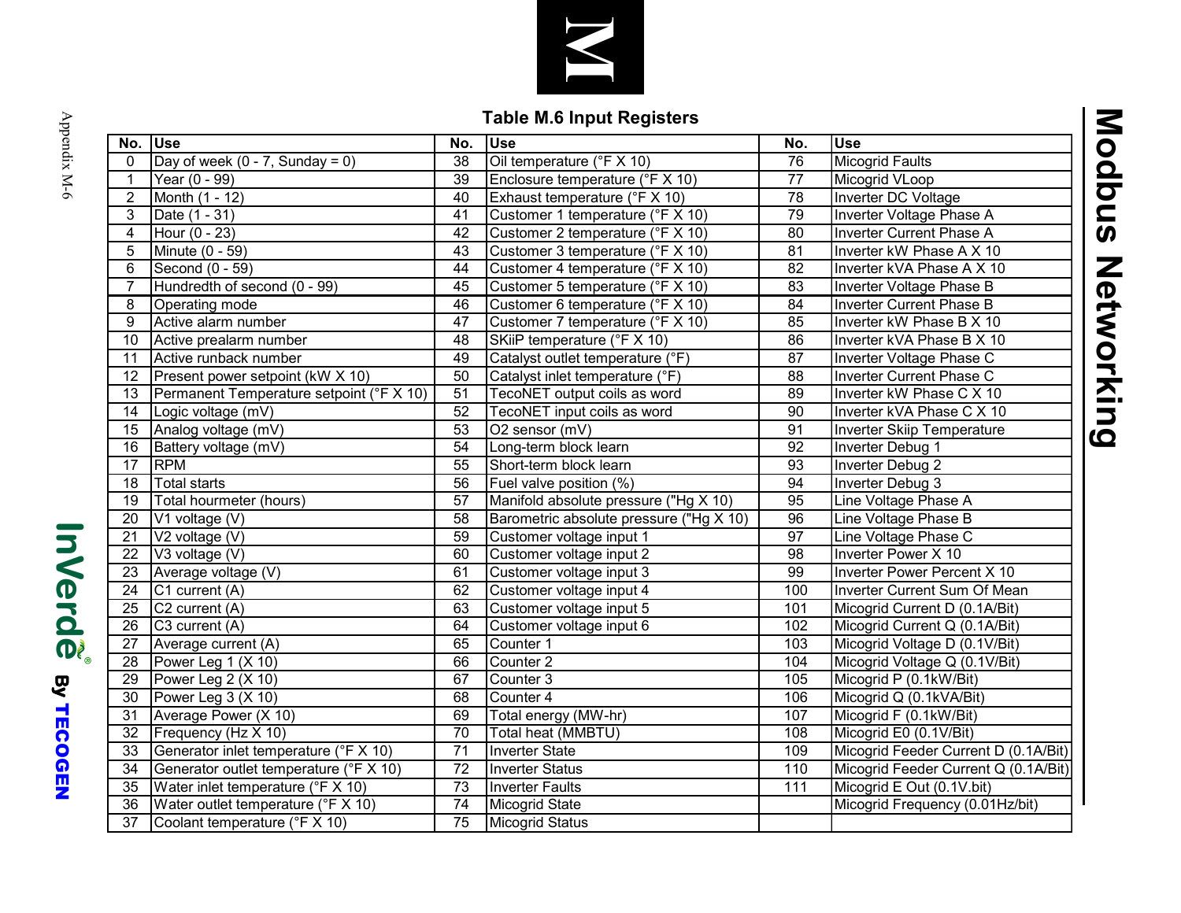## Table M.6 Input Registers

| No. | Use | No. | Use | No. | Use |
|---|---|---|---|---|---|
| 0 | Day of week (0 - 7, Sunday = 0) | 38 | Oil temperature (°F X 10) | 76 | Micogrid Faults |
| 1 | Year (0 - 99) | 39 | Enclosure temperature (°F X 10) | 77 | Micogrid VLoop |
| 2 | Month (1 - 12) | 40 | Exhaust temperature (°F X 10) | 78 | Inverter DC Voltage |
| 3 | Date (1 - 31) | 41 | Customer 1 temperature (°F X 10) | 79 | Inverter Voltage Phase A |
| 4 | Hour (0 - 23) | 42 | Customer 2 temperature (°F X 10) | 80 | Inverter Current Phase A |
| 5 | Minute (0 - 59) | 43 | Customer 3 temperature (°F X 10) | 81 | Inverter kW Phase A X 10 |
| 6 | Second (0 - 59) | 44 | Customer 4 temperature (°F X 10) | 82 | Inverter kVA Phase A X 10 |
| 7 | Hundredth of second (0 - 99) | 45 | Customer 5 temperature (°F X 10) | 83 | Inverter Voltage Phase B |
| 8 | Operating mode | 46 | Customer 6 temperature (°F X 10) | 84 | Inverter Current Phase B |
| 9 | Active alarm number | 47 | Customer 7 temperature (°F X 10) | 85 | Inverter kW Phase B X 10 |
| 10 | Active prealarm number | 48 | SKiiP temperature (°F X 10) | 86 | Inverter kVA Phase B X 10 |
| 11 | Active runback number | 49 | Catalyst outlet temperature (°F) | 87 | Inverter Voltage Phase C |
| 12 | Present power setpoint (kW X 10) | 50 | Catalyst inlet temperature (°F) | 88 | Inverter Current Phase C |
| 13 | Permanent Temperature setpoint (°F X 10) | 51 | TecoNET output coils as word | 89 | Inverter kW Phase C X 10 |
| 14 | Logic voltage (mV) | 52 | TecoNET input coils as word | 90 | Inverter kVA Phase C X 10 |
| 15 | Analog voltage (mV) | 53 | O2 sensor (mV) | 91 | Inverter Skiip Temperature |
| 16 | Battery voltage (mV) | 54 | Long-term block learn | 92 | Inverter Debug 1 |
| 17 | RPM | 55 | Short-term block learn | 93 | Inverter Debug 2 |
| 18 | Total starts | 56 | Fuel valve position (%) | 94 | Inverter Debug 3 |
| 19 | Total hourmeter (hours) | 57 | Manifold absolute pressure ("Hg X 10) | 95 | Line Voltage Phase A |
| 20 | V1 voltage (V) | 58 | Barometric absolute pressure ("Hg X 10) | 96 | Line Voltage Phase B |
| 21 | V2 voltage (V) | 59 | Customer voltage input 1 | 97 | Line Voltage Phase C |
| 22 | V3 voltage (V) | 60 | Customer voltage input 2 | 98 | Inverter Power X 10 |
| 23 | Average voltage (V) | 61 | Customer voltage input 3 | 99 | Inverter Power Percent X 10 |
| 24 | C1 current (A) | 62 | Customer voltage input 4 | 100 | Inverter Current Sum Of Mean |
| 25 | C2 current (A) | 63 | Customer voltage input 5 | 101 | Micogrid Current D (0.1A/Bit) |
| 26 | C3 current (A) | 64 | Customer voltage input 6 | 102 | Micogrid Current Q (0.1A/Bit) |
| 27 | Average current (A) | 65 | Counter 1 | 103 | Micogrid Voltage D (0.1V/Bit) |
| 28 | Power Leg 1 (X 10) | 66 | Counter 2 | 104 | Micogrid Voltage Q (0.1V/Bit) |
| 29 | Power Leg 2 (X 10) | 67 | Counter 3 | 105 | Micogrid P (0.1kW/Bit) |
| 30 | Power Leg 3 (X 10) | 68 | Counter 4 | 106 | Micogrid Q (0.1kVA/Bit) |
| 31 | Average Power (X 10) | 69 | Total energy (MW-hr) | 107 | Micogrid F (0.1kW/Bit) |
| 32 | Frequency (Hz X 10) | 70 | Total heat (MMBTU) | 108 | Micogrid E0 (0.1V/Bit) |
| 33 | Generator inlet temperature (°F X 10) | 71 | Inverter State | 109 | Micogrid Feeder Current D (0.1A/Bit) |
| 34 | Generator outlet temperature (°F X 10) | 72 | Inverter Status | 110 | Micogrid Feeder Current Q (0.1A/Bit) |
| 35 | Water inlet temperature (°F X 10) | 73 | Inverter Faults | 111 | Micogrid E Out (0.1V.bit) |
| 36 | Water outlet temperature (°F X 10) | 74 | Micogrid State | | Micogrid Frequency (0.01Hz/bit) |
| 37 | Coolant temperature (°F X 10) | 75 | Micogrid Status | | |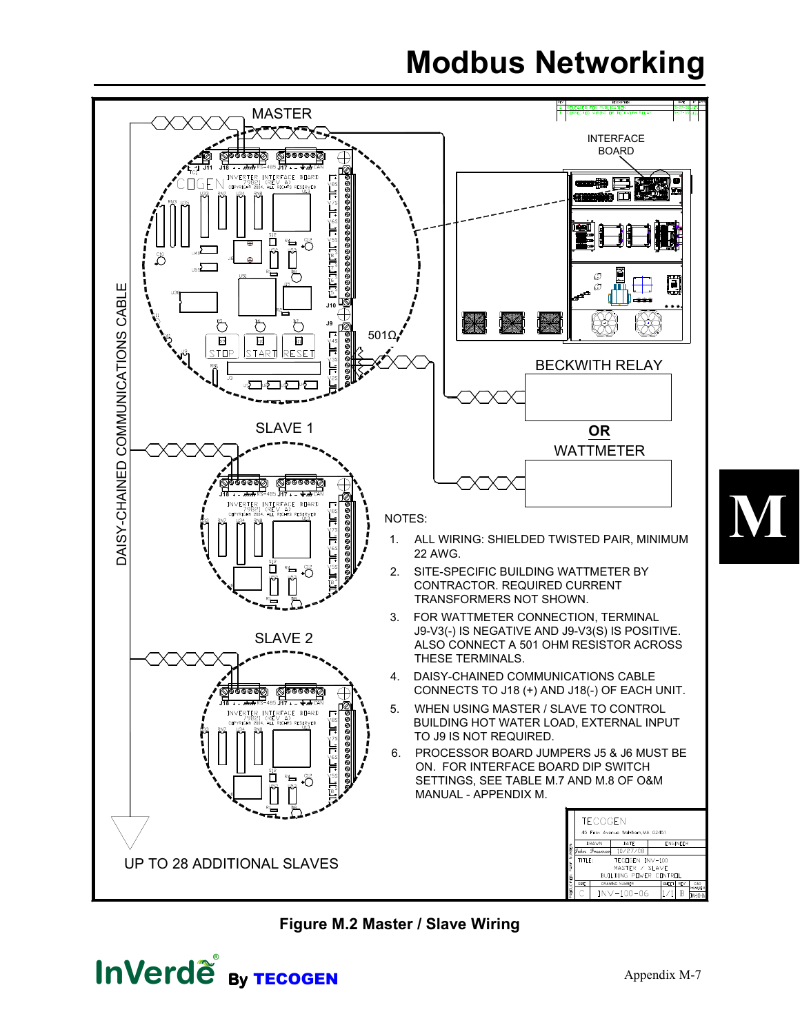# Modbus Networking

MASTER

INTERFACE BOARD

501Ω

BECKWITH RELAY

**OR**

WATTMETER

SLAVE 1

SLAVE 2

DAISY-CHAINED COMMUNICATIONS CABLE

UP TO 28 ADDITIONAL SLAVES

NOTES:

1. ALL WIRING: SHIELDED TWISTED PAIR, MINIMUM 22 AWG.
2. SITE-SPECIFIC BUILDING WATTMETER BY CONTRACTOR. REQUIRED CURRENT TRANSFORMERS NOT SHOWN.
3. FOR WATTMETER CONNECTION, TERMINAL J9-V3(-) IS NEGATIVE AND J9-V3(S) IS POSITIVE. ALSO CONNECT A 501 OHM RESISTOR ACROSS THESE TERMINALS.
4. DAISY-CHAINED COMMUNICATIONS CABLE CONNECTS TO J18 (+) AND J18(-) OF EACH UNIT.
5. WHEN USING MASTER / SLAVE TO CONTROL BUILDING HOT WATER LOAD, EXTERNAL INPUT TO J9 IS NOT REQUIRED.
6. PROCESSOR BOARD JUMPERS J5 & J6 MUST BE ON. FOR INTERFACE BOARD DIP SWITCH SETTINGS, SEE TABLE M.7 AND M.8 OF O&M MANUAL - APPENDIX M.

TECOGEN
45 First Avenue Waltham, MA 02451

DRAWN: John Freeman | DATE: 10/27/08 | ENGINEER

TITLE: TECOGEN INV-100 MASTER / SLAVE BUILDING POWER CONTROL

SIZE: C | DRAWING NUMBER: INV-100-06 | SHEET: 1/1 | REV: B

**Figure M.2 Master / Slave Wiring**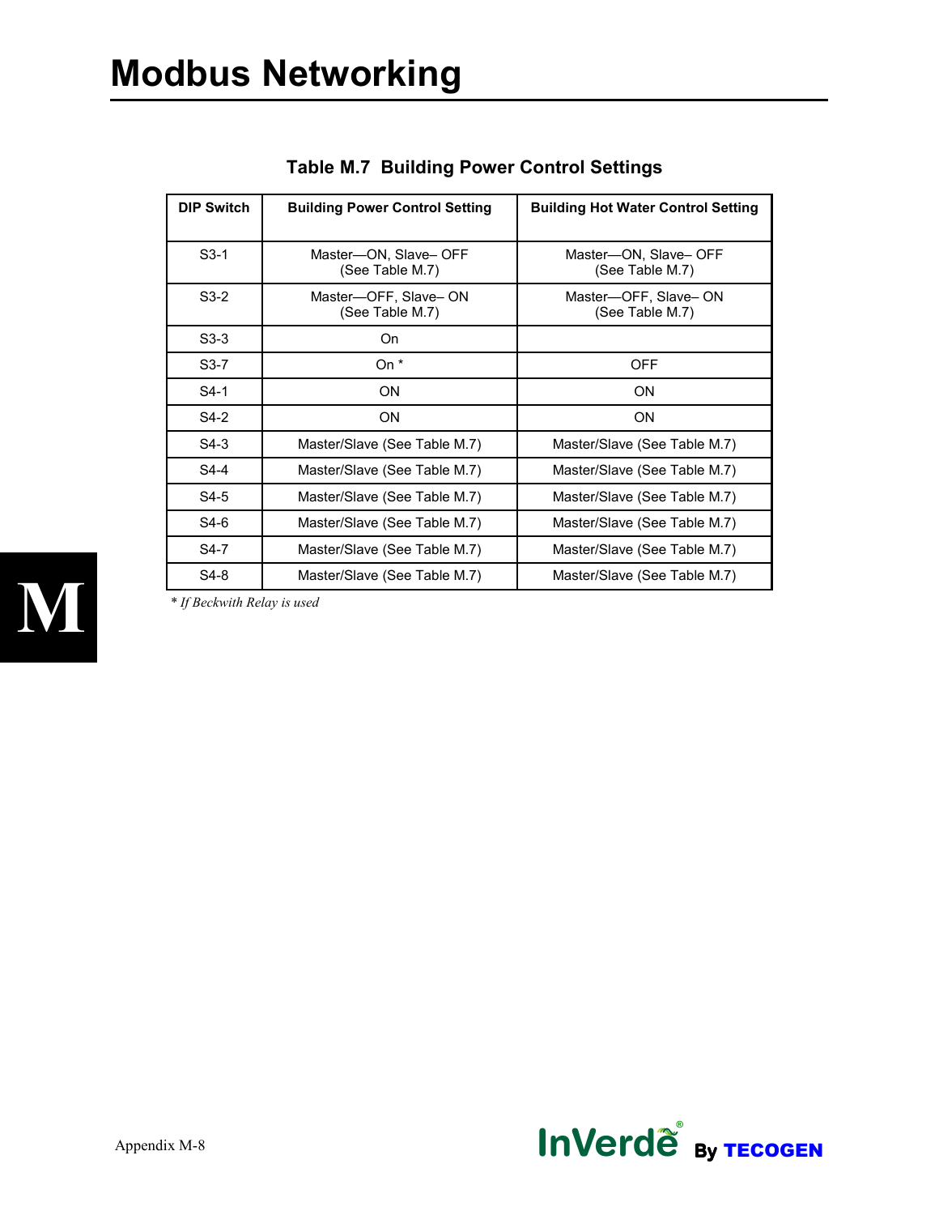# Modbus Networking

**Table M.7  Building Power Control Settings**

| DIP Switch | Building Power Control Setting | Building Hot Water Control Setting |
|---|---|---|
| S3-1 | Master—ON, Slave– OFF (See Table M.7) | Master—ON, Slave– OFF (See Table M.7) |
| S3-2 | Master—OFF, Slave– ON (See Table M.7) | Master—OFF, Slave– ON (See Table M.7) |
| S3-3 | On | |
| S3-7 | On * | OFF |
| S4-1 | ON | ON |
| S4-2 | ON | ON |
| S4-3 | Master/Slave (See Table M.7) | Master/Slave (See Table M.7) |
| S4-4 | Master/Slave (See Table M.7) | Master/Slave (See Table M.7) |
| S4-5 | Master/Slave (See Table M.7) | Master/Slave (See Table M.7) |
| S4-6 | Master/Slave (See Table M.7) | Master/Slave (See Table M.7) |
| S4-7 | Master/Slave (See Table M.7) | Master/Slave (See Table M.7) |
| S4-8 | Master/Slave (See Table M.7) | Master/Slave (See Table M.7) |

*\* If Beckwith Relay is used*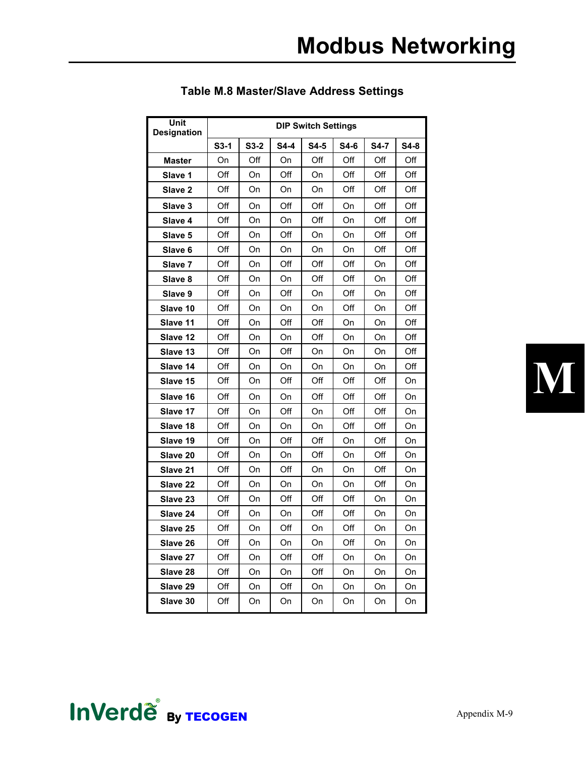## Table M.8 Master/Slave Address Settings

| Unit Designation | DIP Switch Settings | | | | | | |
|---|---|---|---|---|---|---|---|
| | S3-1 | S3-2 | S4-4 | S4-5 | S4-6 | S4-7 | S4-8 |
| **Master** | On | Off | On | Off | Off | Off | Off |
| **Slave 1** | Off | On | Off | On | Off | Off | Off |
| **Slave 2** | Off | On | On | On | Off | Off | Off |
| **Slave 3** | Off | On | Off | Off | On | Off | Off |
| **Slave 4** | Off | On | On | Off | On | Off | Off |
| **Slave 5** | Off | On | Off | On | On | Off | Off |
| **Slave 6** | Off | On | On | On | On | Off | Off |
| **Slave 7** | Off | On | Off | Off | Off | On | Off |
| **Slave 8** | Off | On | On | Off | Off | On | Off |
| **Slave 9** | Off | On | Off | On | Off | On | Off |
| **Slave 10** | Off | On | On | On | Off | On | Off |
| **Slave 11** | Off | On | Off | Off | On | On | Off |
| **Slave 12** | Off | On | On | Off | On | On | Off |
| **Slave 13** | Off | On | Off | On | On | On | Off |
| **Slave 14** | Off | On | On | On | On | On | Off |
| **Slave 15** | Off | On | Off | Off | Off | Off | On |
| **Slave 16** | Off | On | On | Off | Off | Off | On |
| **Slave 17** | Off | On | Off | On | Off | Off | On |
| **Slave 18** | Off | On | On | On | Off | Off | On |
| **Slave 19** | Off | On | Off | Off | On | Off | On |
| **Slave 20** | Off | On | On | Off | On | Off | On |
| **Slave 21** | Off | On | Off | On | On | Off | On |
| **Slave 22** | Off | On | On | On | On | Off | On |
| **Slave 23** | Off | On | Off | Off | Off | On | On |
| **Slave 24** | Off | On | On | Off | Off | On | On |
| **Slave 25** | Off | On | Off | On | Off | On | On |
| **Slave 26** | Off | On | On | On | Off | On | On |
| **Slave 27** | Off | On | Off | Off | On | On | On |
| **Slave 28** | Off | On | On | Off | On | On | On |
| **Slave 29** | Off | On | Off | On | On | On | On |
| **Slave 30** | Off | On | On | On | On | On | On |